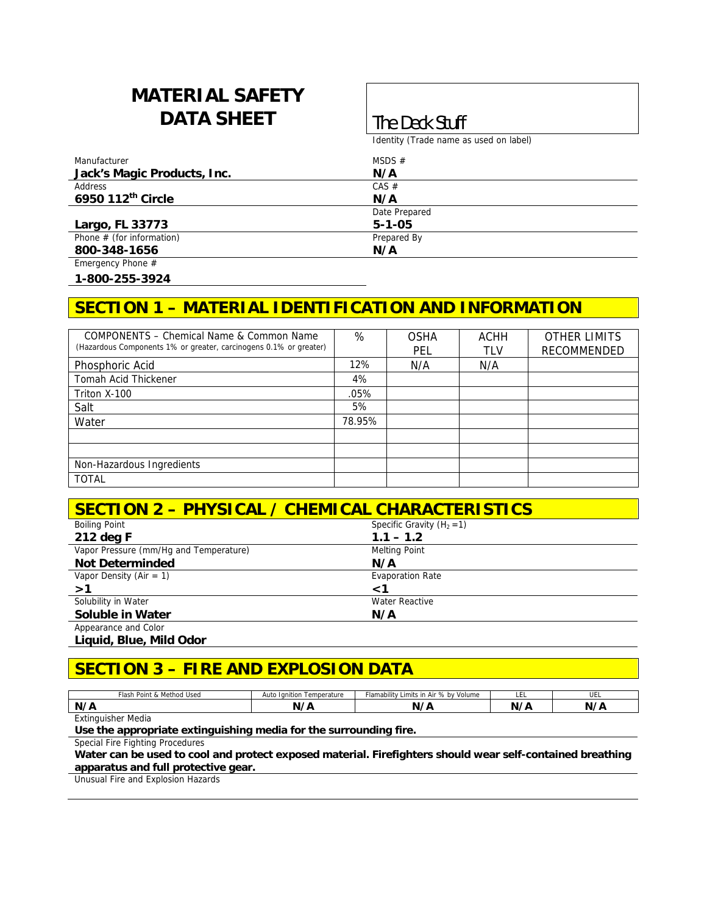# MATERIAL SAFETY DATA SHEET

**The Deck Stuff**
Identity (Trade name as used on label)

| Field | Value | Field | Value |
|---|---|---|---|
| Manufacturer | **Jack's Magic Products, Inc.** | MSDS # | **N/A** |
| Address | **6950 112th Circle** | CAS # | **N/A** |
| | **Largo, FL 33773** | Date Prepared | **5-1-05** |
| Phone # (for information) | **800-348-1656** | Prepared By | **N/A** |
| Emergency Phone # | **1-800-255-3924** | | |

## SECTION 1 – MATERIAL IDENTIFICATION AND INFORMATION

| COMPONENTS – Chemical Name & Common Name (Hazardous Components 1% or greater, carcinogens 0.1% or greater) | % | OSHA PEL | ACHH TLV | OTHER LIMITS RECOMMENDED |
|---|---|---|---|---|
| Phosphoric Acid | 12% | N/A | N/A | |
| Tomah Acid Thickener | 4% | | | |
| Triton X-100 | .05% | | | |
| Salt | 5% | | | |
| Water | 78.95% | | | |
| | | | | |
| | | | | |
| Non-Hazardous Ingredients | | | | |
| TOTAL | | | | |

## SECTION 2 – PHYSICAL / CHEMICAL CHARACTERISTICS

| Property | Value | Property | Value |
|---|---|---|---|
| Boiling Point | **212 deg F** | Specific Gravity ($H_2 = 1$) | **1.1 – 1.2** |
| Vapor Pressure (mm/Hg and Temperature) | **Not Determinded** | Melting Point | **N/A** |
| Vapor Density (Air = 1) | **>1** | Evaporation Rate | **<1** |
| Solubility in Water | **Soluble in Water** | Water Reactive | **N/A** |
| Appearance and Color | **Liquid, Blue, Mild Odor** | | |

## SECTION 3 – FIRE AND EXPLOSION DATA

| Flash Point & Method Used | Auto Ignition Temperature | Flamability Limits in Air % by Volume | LEL | UEL |
|---|---|---|---|---|
| **N/A** | **N/A** | **N/A** | **N/A** | **N/A** |

Extinguisher Media

**Use the appropriate extinguishing media for the surrounding fire.**

Special Fire Fighting Procedures

**Water can be used to cool and protect exposed material. Firefighters should wear self-contained breathing apparatus and full protective gear.**

Unusual Fire and Explosion Hazards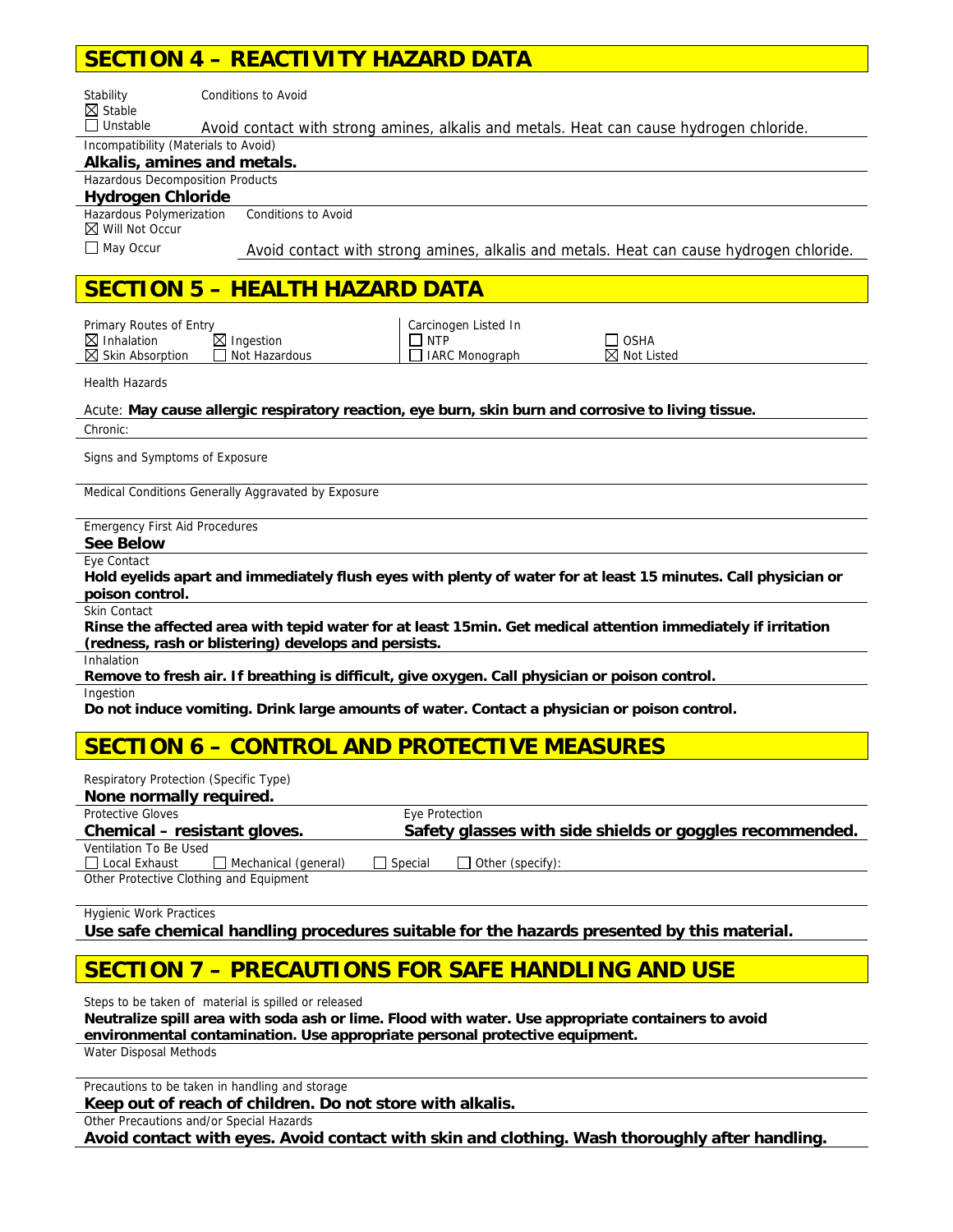## SECTION 4 – REACTIVITY HAZARD DATA

Stability
- ☒ Stable
- ☐ Unstable

Conditions to Avoid

Avoid contact with strong amines, alkalis and metals. Heat can cause hydrogen chloride.

Incompatibility (Materials to Avoid)

**Alkalis, amines and metals.**

Hazardous Decomposition Products

**Hydrogen Chloride**

Hazardous Polymerization
- ☒ Will Not Occur
- ☐ May Occur

Conditions to Avoid

Avoid contact with strong amines, alkalis and metals. Heat can cause hydrogen chloride.

## SECTION 5 – HEALTH HAZARD DATA

Primary Routes of Entry
- ☒ Inhalation
- ☒ Ingestion
- ☒ Skin Absorption
- ☐ Not Hazardous

Carcinogen Listed In
- ☐ NTP
- ☐ OSHA
- ☐ IARC Monograph
- ☒ Not Listed

Health Hazards

Acute: **May cause allergic respiratory reaction, eye burn, skin burn and corrosive to living tissue.**

Chronic:

Signs and Symptoms of Exposure

Medical Conditions Generally Aggravated by Exposure

Emergency First Aid Procedures

**See Below**

Eye Contact

**Hold eyelids apart and immediately flush eyes with plenty of water for at least 15 minutes. Call physician or poison control.**

Skin Contact

**Rinse the affected area with tepid water for at least 15min. Get medical attention immediately if irritation (redness, rash or blistering) develops and persists.**

Inhalation

**Remove to fresh air. If breathing is difficult, give oxygen. Call physician or poison control.**

Ingestion

**Do not induce vomiting. Drink large amounts of water. Contact a physician or poison control.**

## SECTION 6 – CONTROL AND PROTECTIVE MEASURES

Respiratory Protection (Specific Type)

**None normally required.**

Protective Gloves

**Chemical – resistant gloves.**

Eye Protection

**Safety glasses with side shields or goggles recommended.**

Ventilation To Be Used
- ☐ Local Exhaust
- ☐ Mechanical (general)
- ☐ Special
- ☐ Other (specify):

Other Protective Clothing and Equipment

Hygienic Work Practices

**Use safe chemical handling procedures suitable for the hazards presented by this material.**

## SECTION 7 – PRECAUTIONS FOR SAFE HANDLING AND USE

Steps to be taken of material is spilled or released

**Neutralize spill area with soda ash or lime. Flood with water. Use appropriate containers to avoid environmental contamination. Use appropriate personal protective equipment.**

Water Disposal Methods

Precautions to be taken in handling and storage

**Keep out of reach of children. Do not store with alkalis.**

Other Precautions and/or Special Hazards

**Avoid contact with eyes. Avoid contact with skin and clothing. Wash thoroughly after handling.**